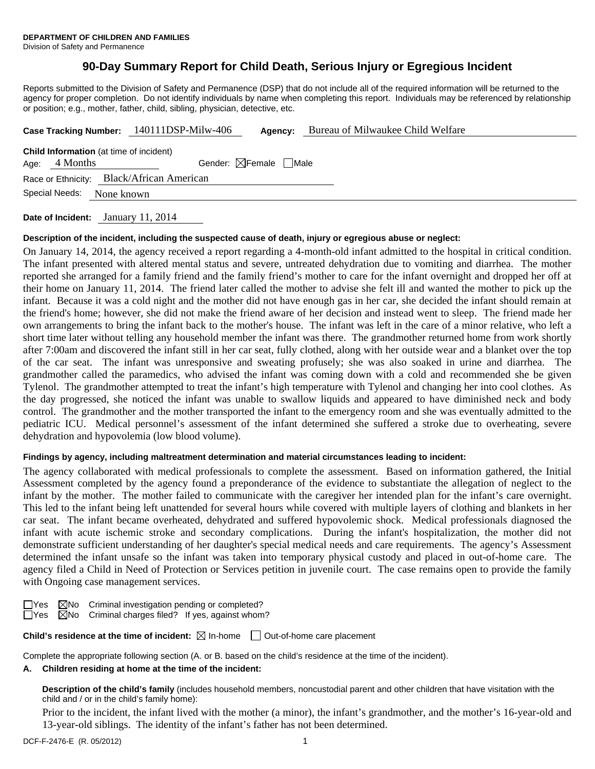**DEPARTMENT OF CHILDREN AND FAMILIES**
Division of Safety and Permanence

# 90-Day Summary Report for Child Death, Serious Injury or Egregious Incident

Reports submitted to the Division of Safety and Permanence (DSP) that do not include all of the required information will be returned to the agency for proper completion. Do not identify individuals by name when completing this report. Individuals may be referenced by relationship or position; e.g., mother, father, child, sibling, physician, detective, etc.

**Case Tracking Number:** 140111DSP-Milw-406 **Agency:** Bureau of Milwaukee Child Welfare

**Child Information** (at time of incident)
Age: 4 Months Gender: ☒Female ☐Male
Race or Ethnicity: Black/African American
Special Needs: None known

**Date of Incident:** January 11, 2014

**Description of the incident, including the suspected cause of death, injury or egregious abuse or neglect:**

On January 14, 2014, the agency received a report regarding a 4-month-old infant admitted to the hospital in critical condition. The infant presented with altered mental status and severe, untreated dehydration due to vomiting and diarrhea. The mother reported she arranged for a family friend and the family friend's mother to care for the infant overnight and dropped her off at their home on January 11, 2014. The friend later called the mother to advise she felt ill and wanted the mother to pick up the infant. Because it was a cold night and the mother did not have enough gas in her car, she decided the infant should remain at the friend's home; however, she did not make the friend aware of her decision and instead went to sleep. The friend made her own arrangements to bring the infant back to the mother's house. The infant was left in the care of a minor relative, who left a short time later without telling any household member the infant was there. The grandmother returned home from work shortly after 7:00am and discovered the infant still in her car seat, fully clothed, along with her outside wear and a blanket over the top of the car seat. The infant was unresponsive and sweating profusely; she was also soaked in urine and diarrhea. The grandmother called the paramedics, who advised the infant was coming down with a cold and recommended she be given Tylenol. The grandmother attempted to treat the infant's high temperature with Tylenol and changing her into cool clothes. As the day progressed, she noticed the infant was unable to swallow liquids and appeared to have diminished neck and body control. The grandmother and the mother transported the infant to the emergency room and she was eventually admitted to the pediatric ICU. Medical personnel's assessment of the infant determined she suffered a stroke due to overheating, severe dehydration and hypovolemia (low blood volume).

**Findings by agency, including maltreatment determination and material circumstances leading to incident:**

The agency collaborated with medical professionals to complete the assessment. Based on information gathered, the Initial Assessment completed by the agency found a preponderance of the evidence to substantiate the allegation of neglect to the infant by the mother. The mother failed to communicate with the caregiver her intended plan for the infant's care overnight. This led to the infant being left unattended for several hours while covered with multiple layers of clothing and blankets in her car seat. The infant became overheated, dehydrated and suffered hypovolemic shock. Medical professionals diagnosed the infant with acute ischemic stroke and secondary complications. During the infant's hospitalization, the mother did not demonstrate sufficient understanding of her daughter's special medical needs and care requirements. The agency's Assessment determined the infant unsafe so the infant was taken into temporary physical custody and placed in out-of-home care. The agency filed a Child in Need of Protection or Services petition in juvenile court. The case remains open to provide the family with Ongoing case management services.

☐Yes ☒No Criminal investigation pending or completed?
☐Yes ☒No Criminal charges filed? If yes, against whom?

**Child's residence at the time of incident:** ☒ In-home ☐ Out-of-home care placement

Complete the appropriate following section (A. or B. based on the child's residence at the time of the incident).

**A. Children residing at home at the time of the incident:**

**Description of the child's family** (includes household members, noncustodial parent and other children that have visitation with the child and / or in the child's family home):

Prior to the incident, the infant lived with the mother (a minor), the infant's grandmother, and the mother's 16-year-old and 13-year-old siblings. The identity of the infant's father has not been determined.

DCF-F-2476-E (R. 05/2012)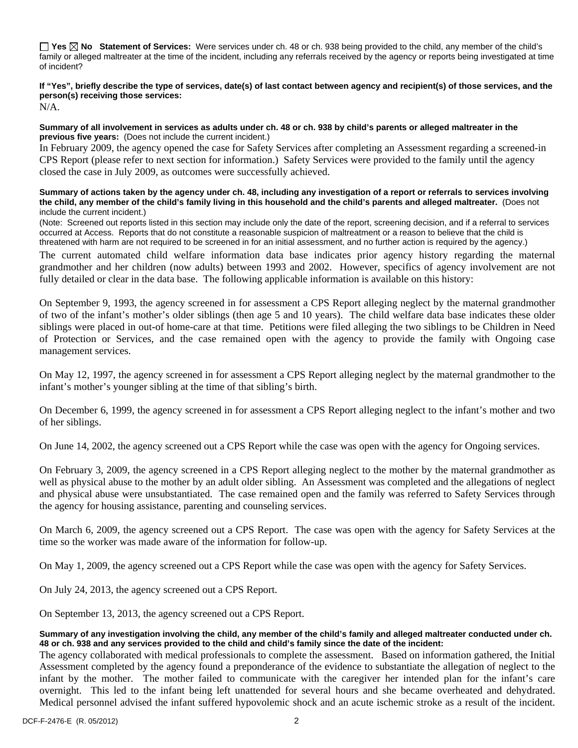☐ **Yes** ☒ **No** **Statement of Services:** Were services under ch. 48 or ch. 938 being provided to the child, any member of the child's family or alleged maltreater at the time of the incident, including any referrals received by the agency or reports being investigated at time of incident?

**If "Yes", briefly describe the type of services, date(s) of last contact between agency and recipient(s) of those services, and the person(s) receiving those services:**

N/A.

**Summary of all involvement in services as adults under ch. 48 or ch. 938 by child's parents or alleged maltreater in the previous five years:** (Does not include the current incident.)

In February 2009, the agency opened the case for Safety Services after completing an Assessment regarding a screened-in CPS Report (please refer to next section for information.) Safety Services were provided to the family until the agency closed the case in July 2009, as outcomes were successfully achieved.

**Summary of actions taken by the agency under ch. 48, including any investigation of a report or referrals to services involving the child, any member of the child's family living in this household and the child's parents and alleged maltreater.** (Does not include the current incident.)

(Note: Screened out reports listed in this section may include only the date of the report, screening decision, and if a referral to services occurred at Access. Reports that do not constitute a reasonable suspicion of maltreatment or a reason to believe that the child is threatened with harm are not required to be screened in for an initial assessment, and no further action is required by the agency.)

The current automated child welfare information data base indicates prior agency history regarding the maternal grandmother and her children (now adults) between 1993 and 2002. However, specifics of agency involvement are not fully detailed or clear in the data base. The following applicable information is available on this history:

On September 9, 1993, the agency screened in for assessment a CPS Report alleging neglect by the maternal grandmother of two of the infant's mother's older siblings (then age 5 and 10 years). The child welfare data base indicates these older siblings were placed in out-of home-care at that time. Petitions were filed alleging the two siblings to be Children in Need of Protection or Services, and the case remained open with the agency to provide the family with Ongoing case management services.

On May 12, 1997, the agency screened in for assessment a CPS Report alleging neglect by the maternal grandmother to the infant's mother's younger sibling at the time of that sibling's birth.

On December 6, 1999, the agency screened in for assessment a CPS Report alleging neglect to the infant's mother and two of her siblings.

On June 14, 2002, the agency screened out a CPS Report while the case was open with the agency for Ongoing services.

On February 3, 2009, the agency screened in a CPS Report alleging neglect to the mother by the maternal grandmother as well as physical abuse to the mother by an adult older sibling. An Assessment was completed and the allegations of neglect and physical abuse were unsubstantiated. The case remained open and the family was referred to Safety Services through the agency for housing assistance, parenting and counseling services.

On March 6, 2009, the agency screened out a CPS Report. The case was open with the agency for Safety Services at the time so the worker was made aware of the information for follow-up.

On May 1, 2009, the agency screened out a CPS Report while the case was open with the agency for Safety Services.

On July 24, 2013, the agency screened out a CPS Report.

On September 13, 2013, the agency screened out a CPS Report.

**Summary of any investigation involving the child, any member of the child's family and alleged maltreater conducted under ch. 48 or ch. 938 and any services provided to the child and child's family since the date of the incident:**

The agency collaborated with medical professionals to complete the assessment. Based on information gathered, the Initial Assessment completed by the agency found a preponderance of the evidence to substantiate the allegation of neglect to the infant by the mother. The mother failed to communicate with the caregiver her intended plan for the infant's care overnight. This led to the infant being left unattended for several hours and she became overheated and dehydrated. Medical personnel advised the infant suffered hypovolemic shock and an acute ischemic stroke as a result of the incident.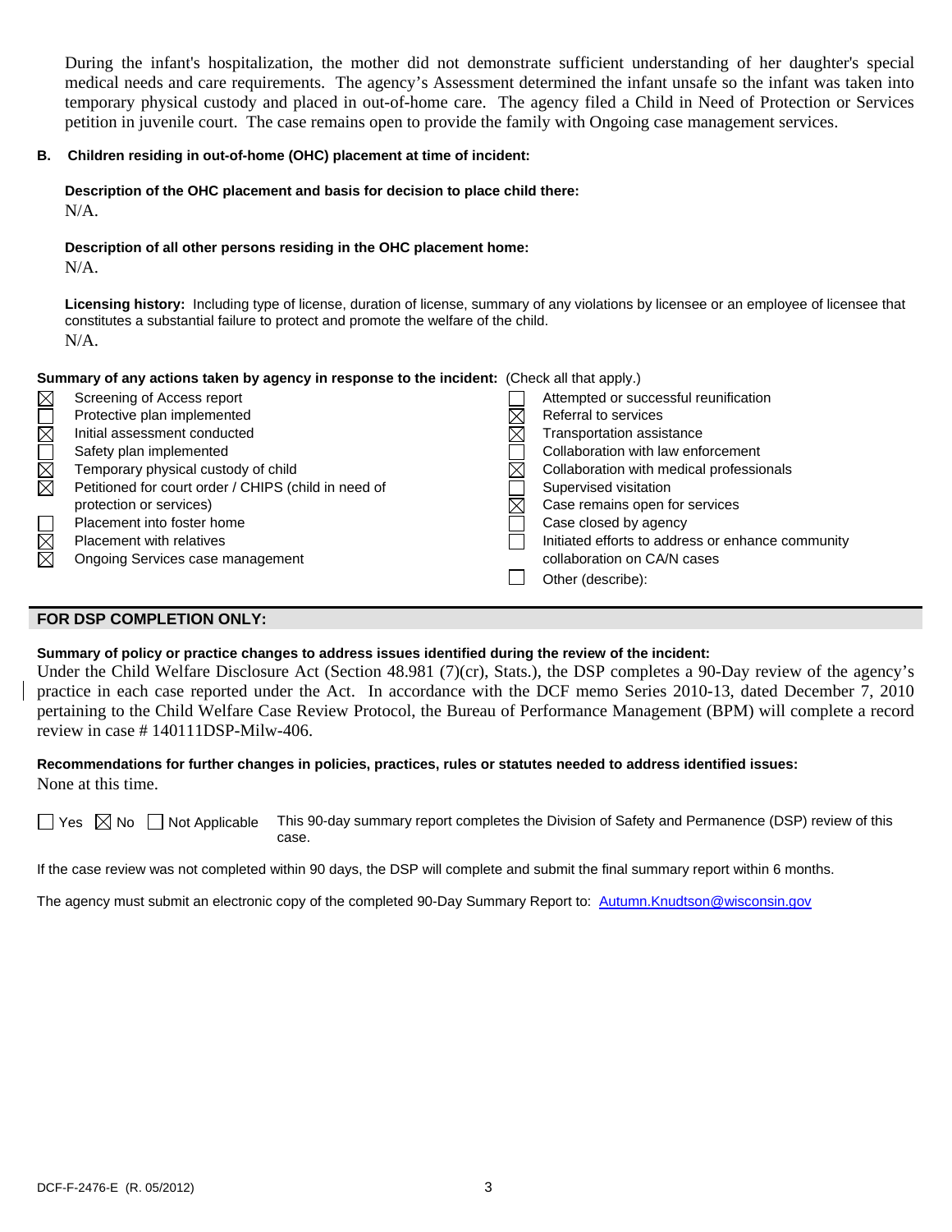During the infant's hospitalization, the mother did not demonstrate sufficient understanding of her daughter's special medical needs and care requirements. The agency's Assessment determined the infant unsafe so the infant was taken into temporary physical custody and placed in out-of-home care. The agency filed a Child in Need of Protection or Services petition in juvenile court. The case remains open to provide the family with Ongoing case management services.

**B. Children residing in out-of-home (OHC) placement at time of incident:**

**Description of the OHC placement and basis for decision to place child there:**
N/A.

**Description of all other persons residing in the OHC placement home:**
N/A.

**Licensing history:** Including type of license, duration of license, summary of any violations by licensee or an employee of licensee that constitutes a substantial failure to protect and promote the welfare of the child.
N/A.

**Summary of any actions taken by agency in response to the incident:** (Check all that apply.)

- ☒ Screening of Access report
- ☐ Protective plan implemented
- ☒ Initial assessment conducted
- ☐ Safety plan implemented
- ☒ Temporary physical custody of child
- ☒ Petitioned for court order / CHIPS (child in need of protection or services)
- ☐ Placement into foster home
- ☒ Placement with relatives
- ☒ Ongoing Services case management
- ☐ Attempted or successful reunification
- ☒ Referral to services
- ☒ Transportation assistance
- ☐ Collaboration with law enforcement
- ☒ Collaboration with medical professionals
- ☐ Supervised visitation
- ☒ Case remains open for services
- ☐ Case closed by agency
- ☐ Initiated efforts to address or enhance community collaboration on CA/N cases
- ☐ Other (describe):

## FOR DSP COMPLETION ONLY:

**Summary of policy or practice changes to address issues identified during the review of the incident:**
Under the Child Welfare Disclosure Act (Section 48.981 (7)(cr), Stats.), the DSP completes a 90-Day review of the agency's practice in each case reported under the Act. In accordance with the DCF memo Series 2010-13, dated December 7, 2010 pertaining to the Child Welfare Case Review Protocol, the Bureau of Performance Management (BPM) will complete a record review in case # 140111DSP-Milw-406.

**Recommendations for further changes in policies, practices, rules or statutes needed to address identified issues:**
None at this time.

☐ Yes ☒ No ☐ Not Applicable This 90-day summary report completes the Division of Safety and Permanence (DSP) review of this case.

If the case review was not completed within 90 days, the DSP will complete and submit the final summary report within 6 months.

The agency must submit an electronic copy of the completed 90-Day Summary Report to: Autumn.Knudtson@wisconsin.gov

DCF-F-2476-E (R. 05/2012)